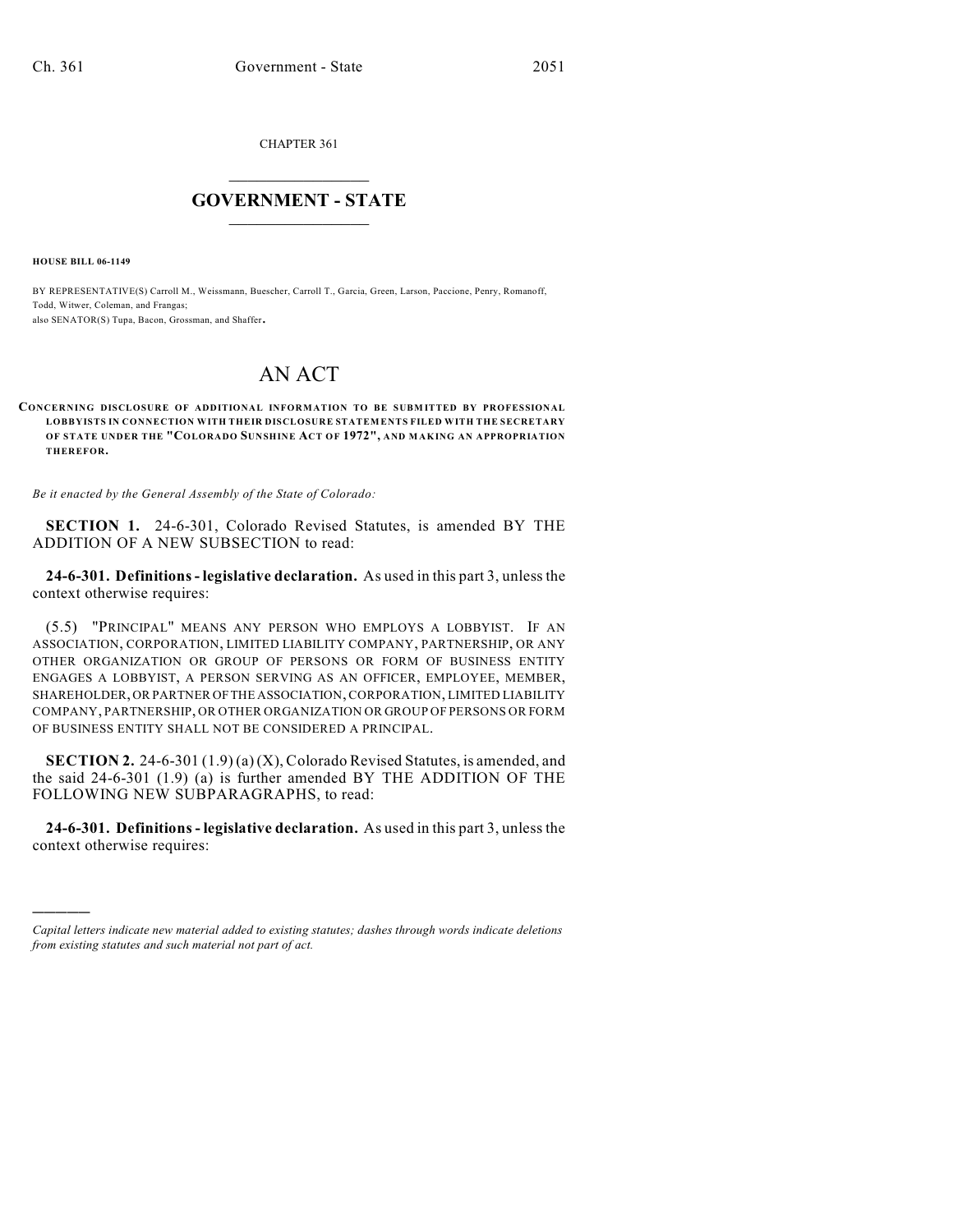CHAPTER 361

# GOVERNMENT - STATE

**HOUSE BILL 06-1149**

BY REPRESENTATIVE(S) Carroll M., Weissmann, Buescher, Carroll T., Garcia, Green, Larson, Paccione, Penry, Romanoff, Todd, Witwer, Coleman, and Frangas;
also SENATOR(S) Tupa, Bacon, Grossman, and Shaffer.

# AN ACT

**CONCERNING DISCLOSURE OF ADDITIONAL INFORMATION TO BE SUBMITTED BY PROFESSIONAL LOBBYISTS IN CONNECTION WITH THEIR DISCLOSURE STATEMENTS FILED WITH THE SECRETARY OF STATE UNDER THE "COLORADO SUNSHINE ACT OF 1972", AND MAKING AN APPROPRIATION THEREFOR.**

*Be it enacted by the General Assembly of the State of Colorado:*

**SECTION 1.** 24-6-301, Colorado Revised Statutes, is amended BY THE ADDITION OF A NEW SUBSECTION to read:

**24-6-301. Definitions - legislative declaration.** As used in this part 3, unless the context otherwise requires:

(5.5) "PRINCIPAL" MEANS ANY PERSON WHO EMPLOYS A LOBBYIST. IF AN ASSOCIATION, CORPORATION, LIMITED LIABILITY COMPANY, PARTNERSHIP, OR ANY OTHER ORGANIZATION OR GROUP OF PERSONS OR FORM OF BUSINESS ENTITY ENGAGES A LOBBYIST, A PERSON SERVING AS AN OFFICER, EMPLOYEE, MEMBER, SHAREHOLDER, OR PARTNER OF THE ASSOCIATION, CORPORATION, LIMITED LIABILITY COMPANY, PARTNERSHIP, OR OTHER ORGANIZATION OR GROUP OF PERSONS OR FORM OF BUSINESS ENTITY SHALL NOT BE CONSIDERED A PRINCIPAL.

**SECTION 2.** 24-6-301 (1.9) (a) (X), Colorado Revised Statutes, is amended, and the said 24-6-301 (1.9) (a) is further amended BY THE ADDITION OF THE FOLLOWING NEW SUBPARAGRAPHS, to read:

**24-6-301. Definitions - legislative declaration.** As used in this part 3, unless the context otherwise requires:

---

*Capital letters indicate new material added to existing statutes; dashes through words indicate deletions from existing statutes and such material not part of act.*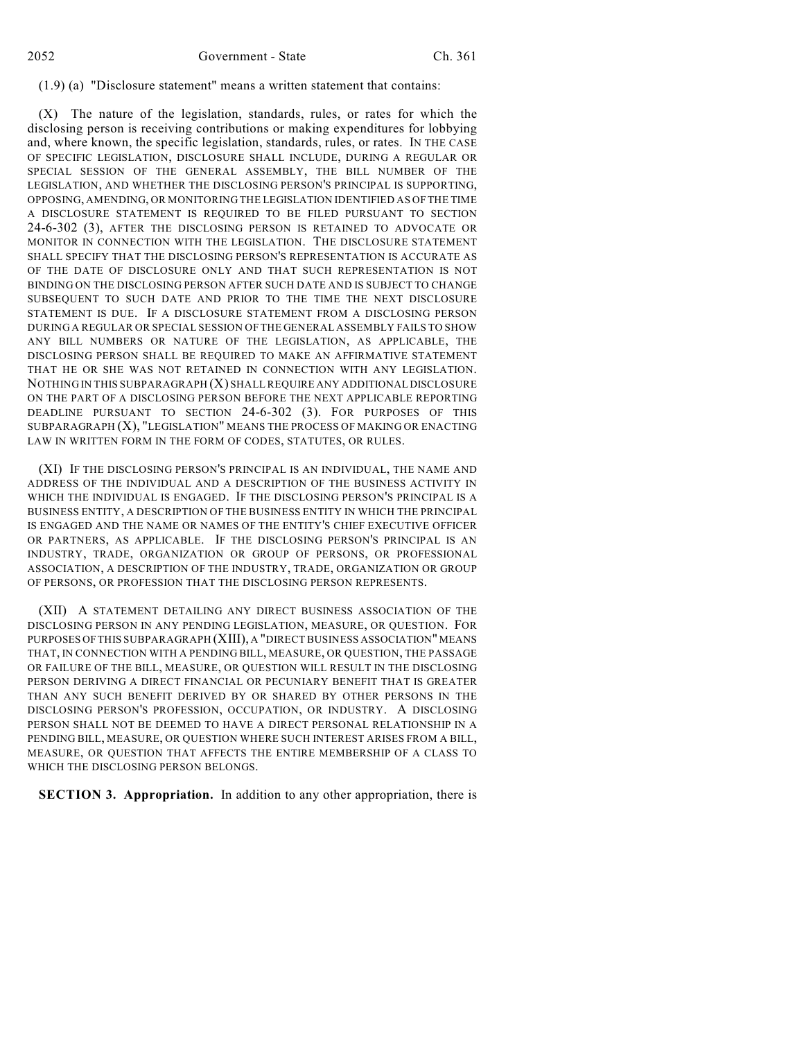(1.9) (a) "Disclosure statement" means a written statement that contains:

(X) The nature of the legislation, standards, rules, or rates for which the disclosing person is receiving contributions or making expenditures for lobbying and, where known, the specific legislation, standards, rules, or rates. IN THE CASE OF SPECIFIC LEGISLATION, DISCLOSURE SHALL INCLUDE, DURING A REGULAR OR SPECIAL SESSION OF THE GENERAL ASSEMBLY, THE BILL NUMBER OF THE LEGISLATION, AND WHETHER THE DISCLOSING PERSON'S PRINCIPAL IS SUPPORTING, OPPOSING, AMENDING, OR MONITORING THE LEGISLATION IDENTIFIED AS OF THE TIME A DISCLOSURE STATEMENT IS REQUIRED TO BE FILED PURSUANT TO SECTION 24-6-302 (3), AFTER THE DISCLOSING PERSON IS RETAINED TO ADVOCATE OR MONITOR IN CONNECTION WITH THE LEGISLATION. THE DISCLOSURE STATEMENT SHALL SPECIFY THAT THE DISCLOSING PERSON'S REPRESENTATION IS ACCURATE AS OF THE DATE OF DISCLOSURE ONLY AND THAT SUCH REPRESENTATION IS NOT BINDING ON THE DISCLOSING PERSON AFTER SUCH DATE AND IS SUBJECT TO CHANGE SUBSEQUENT TO SUCH DATE AND PRIOR TO THE TIME THE NEXT DISCLOSURE STATEMENT IS DUE. IF A DISCLOSURE STATEMENT FROM A DISCLOSING PERSON DURING A REGULAR OR SPECIAL SESSION OF THE GENERAL ASSEMBLY FAILS TO SHOW ANY BILL NUMBERS OR NATURE OF THE LEGISLATION, AS APPLICABLE, THE DISCLOSING PERSON SHALL BE REQUIRED TO MAKE AN AFFIRMATIVE STATEMENT THAT HE OR SHE WAS NOT RETAINED IN CONNECTION WITH ANY LEGISLATION. NOTHING IN THIS SUBPARAGRAPH (X) SHALL REQUIRE ANY ADDITIONAL DISCLOSURE ON THE PART OF A DISCLOSING PERSON BEFORE THE NEXT APPLICABLE REPORTING DEADLINE PURSUANT TO SECTION 24-6-302 (3). FOR PURPOSES OF THIS SUBPARAGRAPH (X), "LEGISLATION" MEANS THE PROCESS OF MAKING OR ENACTING LAW IN WRITTEN FORM IN THE FORM OF CODES, STATUTES, OR RULES.

(XI) IF THE DISCLOSING PERSON'S PRINCIPAL IS AN INDIVIDUAL, THE NAME AND ADDRESS OF THE INDIVIDUAL AND A DESCRIPTION OF THE BUSINESS ACTIVITY IN WHICH THE INDIVIDUAL IS ENGAGED. IF THE DISCLOSING PERSON'S PRINCIPAL IS A BUSINESS ENTITY, A DESCRIPTION OF THE BUSINESS ENTITY IN WHICH THE PRINCIPAL IS ENGAGED AND THE NAME OR NAMES OF THE ENTITY'S CHIEF EXECUTIVE OFFICER OR PARTNERS, AS APPLICABLE. IF THE DISCLOSING PERSON'S PRINCIPAL IS AN INDUSTRY, TRADE, ORGANIZATION OR GROUP OF PERSONS, OR PROFESSIONAL ASSOCIATION, A DESCRIPTION OF THE INDUSTRY, TRADE, ORGANIZATION OR GROUP OF PERSONS, OR PROFESSION THAT THE DISCLOSING PERSON REPRESENTS.

(XII) A STATEMENT DETAILING ANY DIRECT BUSINESS ASSOCIATION OF THE DISCLOSING PERSON IN ANY PENDING LEGISLATION, MEASURE, OR QUESTION. FOR PURPOSES OF THIS SUBPARAGRAPH (XIII), A "DIRECT BUSINESS ASSOCIATION" MEANS THAT, IN CONNECTION WITH A PENDING BILL, MEASURE, OR QUESTION, THE PASSAGE OR FAILURE OF THE BILL, MEASURE, OR QUESTION WILL RESULT IN THE DISCLOSING PERSON DERIVING A DIRECT FINANCIAL OR PECUNIARY BENEFIT THAT IS GREATER THAN ANY SUCH BENEFIT DERIVED BY OR SHARED BY OTHER PERSONS IN THE DISCLOSING PERSON'S PROFESSION, OCCUPATION, OR INDUSTRY. A DISCLOSING PERSON SHALL NOT BE DEEMED TO HAVE A DIRECT PERSONAL RELATIONSHIP IN A PENDING BILL, MEASURE, OR QUESTION WHERE SUCH INTEREST ARISES FROM A BILL, MEASURE, OR QUESTION THAT AFFECTS THE ENTIRE MEMBERSHIP OF A CLASS TO WHICH THE DISCLOSING PERSON BELONGS.

**SECTION 3. Appropriation.** In addition to any other appropriation, there is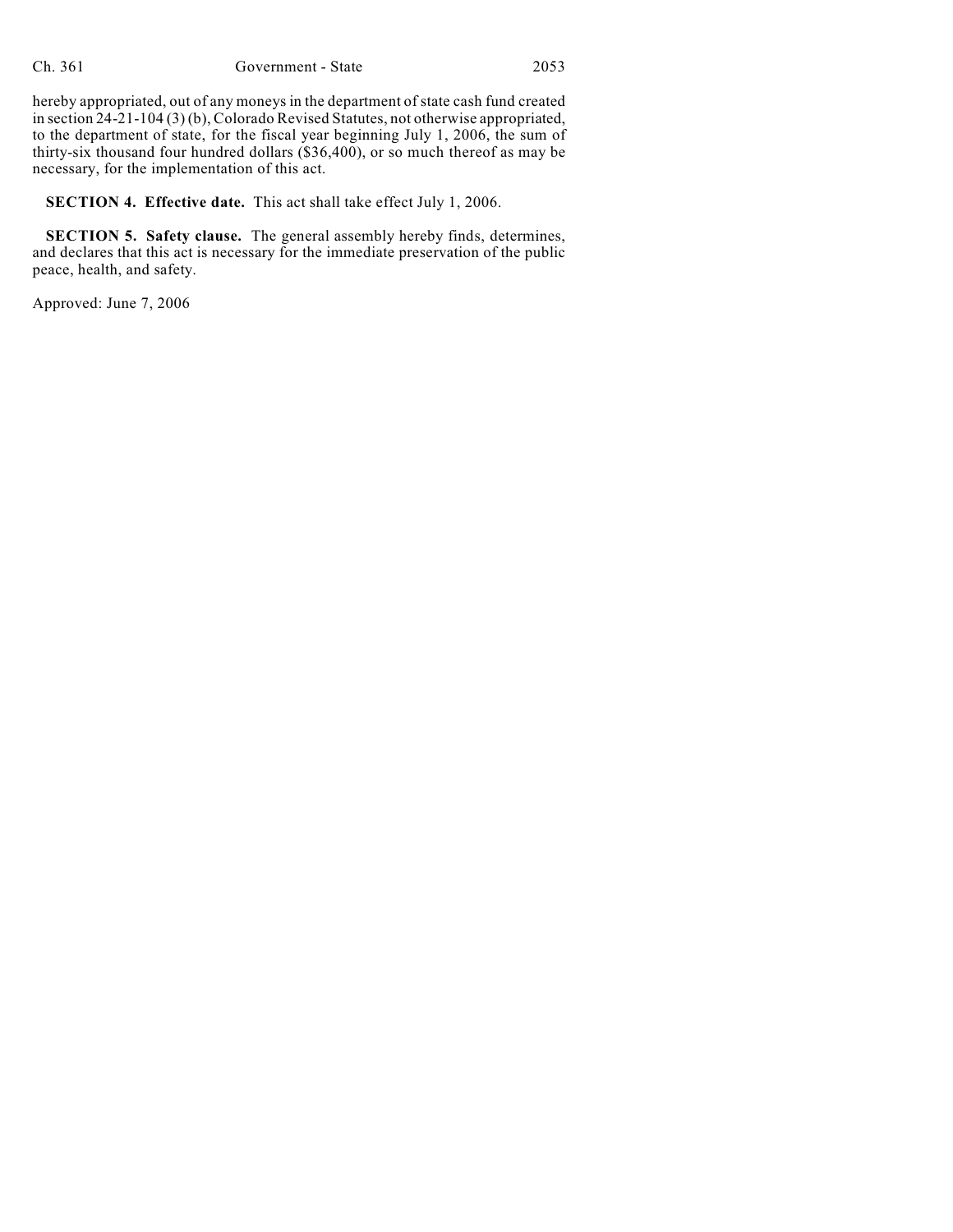hereby appropriated, out of any moneys in the department of state cash fund created in section 24-21-104 (3) (b), Colorado Revised Statutes, not otherwise appropriated, to the department of state, for the fiscal year beginning July 1, 2006, the sum of thirty-six thousand four hundred dollars ($36,400), or so much thereof as may be necessary, for the implementation of this act.

**SECTION 4. Effective date.** This act shall take effect July 1, 2006.

**SECTION 5. Safety clause.** The general assembly hereby finds, determines, and declares that this act is necessary for the immediate preservation of the public peace, health, and safety.

Approved: June 7, 2006